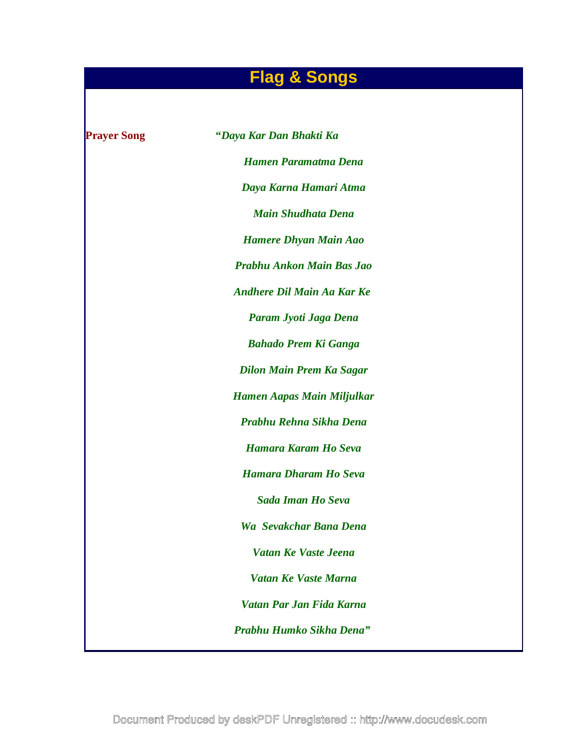# Flag & Songs

**Prayer Song**

***"Daya Kar Dan Bhakti Ka***

***Hamen Paramatma Dena***

***Daya Karna Hamari Atma***

***Main Shudhata Dena***

***Hamere Dhyan Main Aao***

***Prabhu Ankon Main Bas Jao***

***Andhere Dil Main Aa Kar Ke***

***Param Jyoti Jaga Dena***

***Bahado Prem Ki Ganga***

***Dilon Main Prem Ka Sagar***

***Hamen Aapas Main Miljulkar***

***Prabhu Rehna Sikha Dena***

***Hamara Karam Ho Seva***

***Hamara Dharam Ho Seva***

***Sada Iman Ho Seva***

***Wa Sevakchar Bana Dena***

***Vatan Ke Vaste Jeena***

***Vatan Ke Vaste Marna***

***Vatan Par Jan Fida Karna***

***Prabhu Humko Sikha Dena"***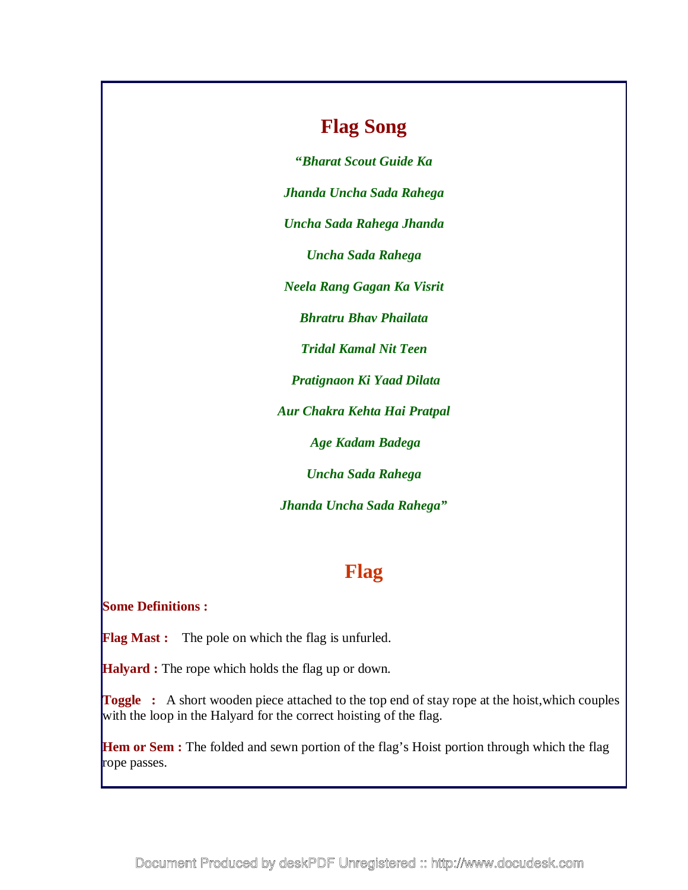## Flag Song

*"Bharat Scout Guide Ka*

*Jhanda Uncha Sada Rahega*

*Uncha Sada Rahega Jhanda*

*Uncha Sada Rahega*

*Neela Rang Gagan Ka Visrit*

*Bhratru Bhav Phailata*

*Tridal Kamal Nit Teen*

*Pratignaon Ki Yaad Dilata*

*Aur Chakra Kehta Hai Pratpal*

*Age Kadam Badega*

*Uncha Sada Rahega*

*Jhanda Uncha Sada Rahega"*

## Flag

**Some Definitions :**

**Flag Mast :** The pole on which the flag is unfurled.

**Halyard :** The rope which holds the flag up or down.

**Toggle :** A short wooden piece attached to the top end of stay rope at the hoist,which couples with the loop in the Halyard for the correct hoisting of the flag.

**Hem or Sem :** The folded and sewn portion of the flag's Hoist portion through which the flag rope passes.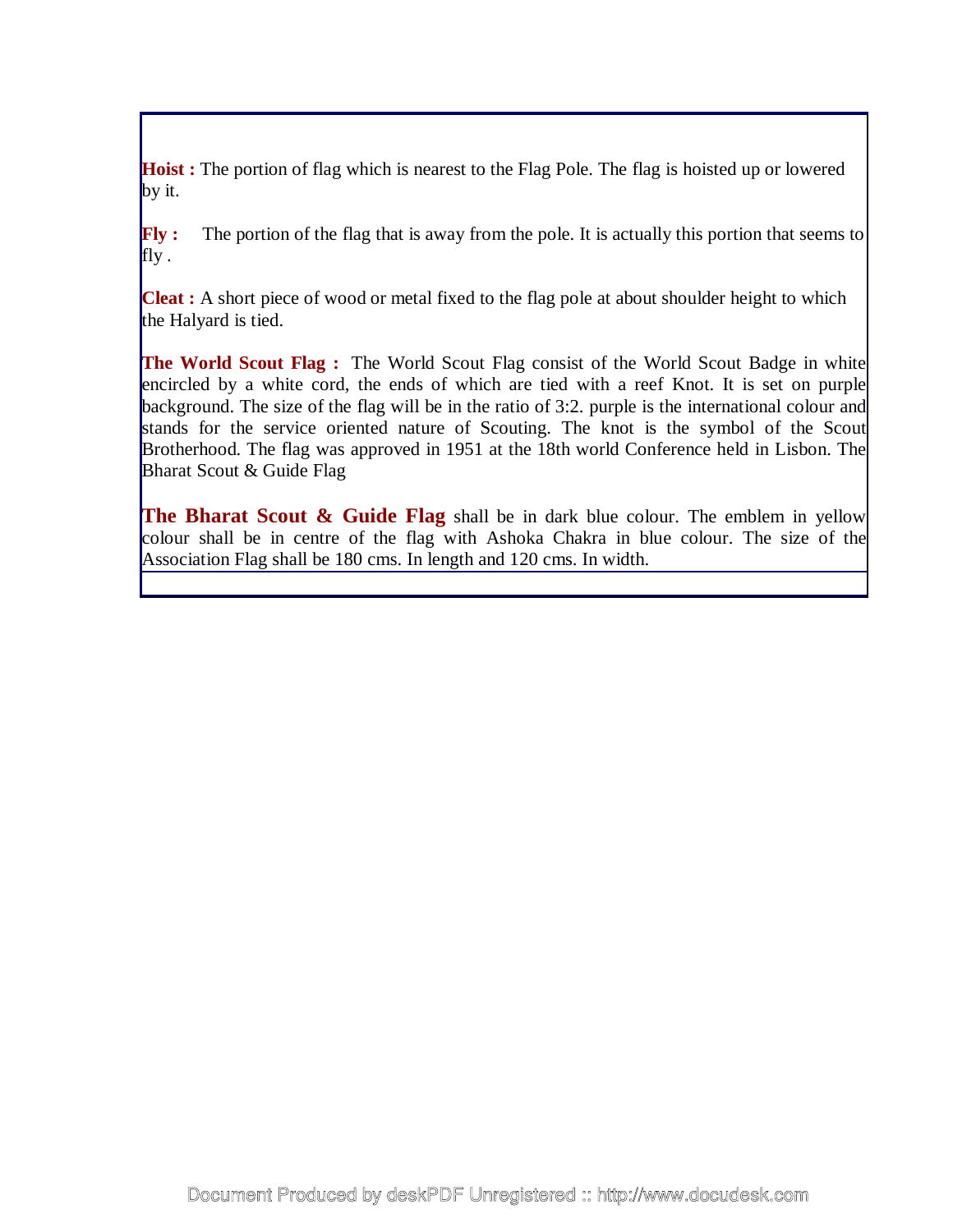**Hoist :** The portion of flag which is nearest to the Flag Pole. The flag is hoisted up or lowered by it.

**Fly :** The portion of the flag that is away from the pole. It is actually this portion that seems to fly .

**Cleat :** A short piece of wood or metal fixed to the flag pole at about shoulder height to which the Halyard is tied.

**The World Scout Flag :** The World Scout Flag consist of the World Scout Badge in white encircled by a white cord, the ends of which are tied with a reef Knot. It is set on purple background. The size of the flag will be in the ratio of 3:2. purple is the international colour and stands for the service oriented nature of Scouting. The knot is the symbol of the Scout Brotherhood. The flag was approved in 1951 at the 18th world Conference held in Lisbon. The Bharat Scout & Guide Flag

**The Bharat Scout & Guide Flag** shall be in dark blue colour. The emblem in yellow colour shall be in centre of the flag with Ashoka Chakra in blue colour. The size of the Association Flag shall be 180 cms. In length and 120 cms. In width.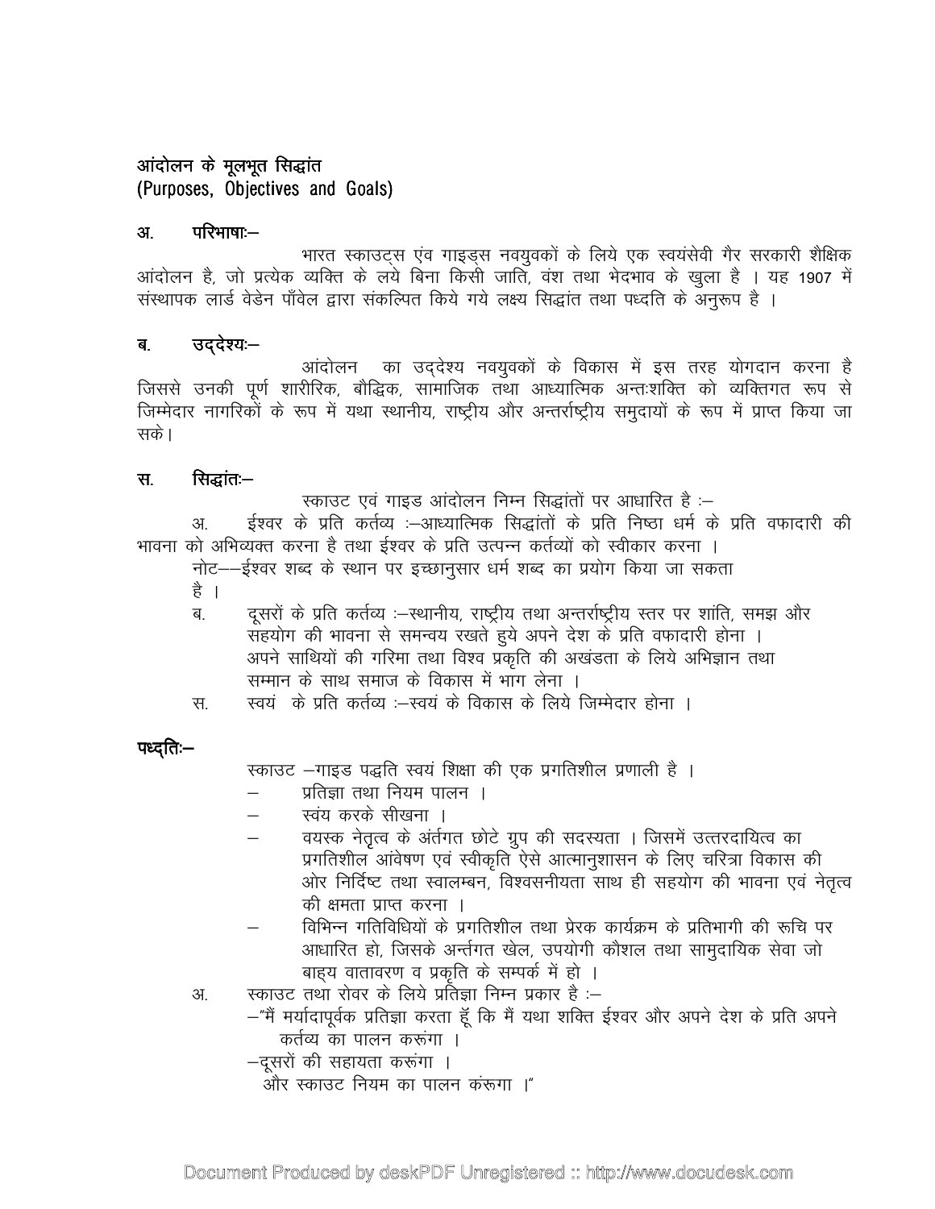## आंदोलन के मूलभूत सिद्धांत
## (Purposes, Objectives and Goals)

**अ. परिभाषाः—**

भारत स्काउट्स एंव गाइड्स नवयुवकों के लिये एक स्वयंसेवी गैर सरकारी शैक्षिक आंदोलन है, जो प्रत्येक व्यक्ति के लये बिना किसी जाति, वंश तथा भेदभाव के खुला है । यह 1907 में संस्थापक लार्ड वेडेन पॉवेल द्वारा संकल्पित किये गये लक्ष्य सिद्धांत तथा पध्दति के अनुरूप है ।

**ब. उद्देश्यः—**

आंदोलन का उद्देश्य नवयुवकों के विकास में इस तरह योगदान करना है जिससे उनकी पूर्ण शारीरिक, बौद्धिक, सामाजिक तथा आध्यात्मिक अन्तःशक्ति को व्यक्तिगत रूप से जिम्मेदार नागरिकों के रूप में यथा स्थानीय, राष्ट्रीय और अन्तर्राष्ट्रीय समुदायों के रूप में प्राप्त किया जा सके।

**स. सिद्धांतः—**

स्काउट एवं गाइड आंदोलन निम्न सिद्धांतों पर आधारित है :—

अ. ईश्वर के प्रति कर्तव्य :—आध्यात्मिक सिद्धांतों के प्रति निष्ठा धर्म के प्रति वफादारी की भावना को अभिव्यक्त करना है तथा ईश्वर के प्रति उत्पन्न कर्तव्यों को स्वीकार करना ।

नोट——ईश्वर शब्द के स्थान पर इच्छानुसार धर्म शब्द का प्रयोग किया जा सकता है ।

ब. दूसरों के प्रति कर्तव्य :—स्थानीय, राष्ट्रीय तथा अन्तर्राष्ट्रीय स्तर पर शांति, समझ और सहयोग की भावना से समन्वय रखते हुये अपने देश के प्रति वफादारी होना । अपने साथियों की गरिमा तथा विश्व प्रकृति की अखंडता के लिये अभिज्ञान तथा सम्मान के साथ समाज के विकास में भाग लेना ।

स. स्वयं के प्रति कर्तव्य :—स्वयं के विकास के लिये जिम्मेदार होना ।

**पध्दतिः—**

स्काउट —गाइड पद्धति स्वयं शिक्षा की एक प्रगतिशील प्रणाली है ।

- प्रतिज्ञा तथा नियम पालन ।
- स्वंय करके सीखना ।
- वयस्क नेतृत्व के अंर्तगत छोटे ग्रुप की सदस्यता । जिसमें उत्तरदायित्व का प्रगतिशील आंवेषण एवं स्वीकृति ऐसे आत्मानुशासन के लिए चरित्रा विकास की ओर निर्दिष्ट तथा स्वालम्बन, विश्वसनीयता साथ ही सहयोग की भावना एवं नेतृत्व की क्षमता प्राप्त करना ।
- विभिन्न गतिविधियों के प्रगतिशील तथा प्रेरक कार्यक्रम के प्रतिभागी की रूचि पर आधारित हो, जिसके अर्न्तगत खेल, उपयोगी कौशल तथा सामुदायिक सेवा जो बाह्य वातावरण व प्रकृति के सम्पर्क में हो ।

अ. स्काउट तथा रोवर के लिये प्रतिज्ञा निम्न प्रकार है :—

—"मैं मर्यादापूर्वक प्रतिज्ञा करता हूँ कि मैं यथा शक्ति ईश्वर और अपने देश के प्रति अपने कर्तव्य का पालन करूंगा ।

—दूसरों की सहायता करूंगा ।

और स्काउट नियम का पालन करूंगा ।"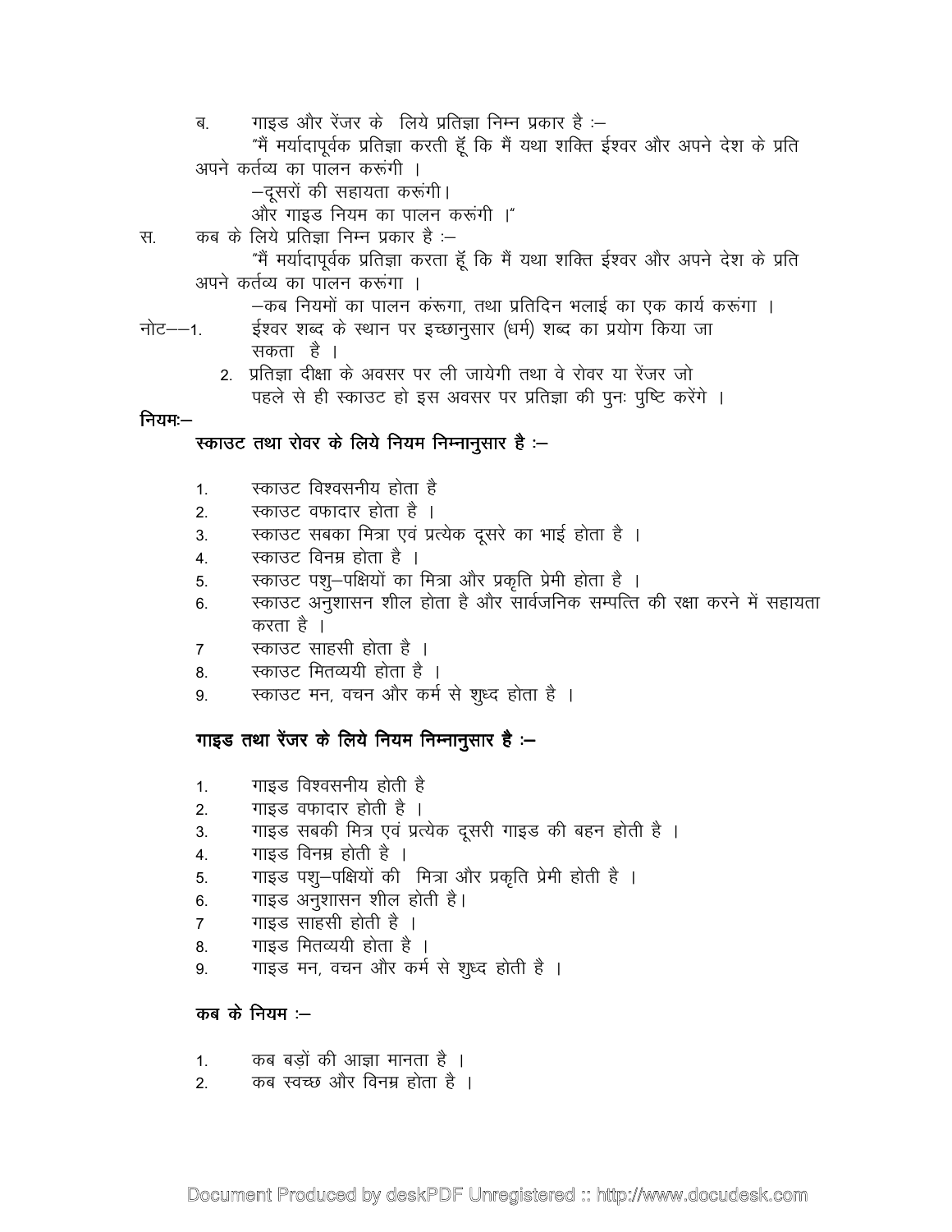ब. गाइड और रेंजर के लिये प्रतिज्ञा निम्न प्रकार है :–

"मैं मर्यादापूर्वक प्रतिज्ञा करती हूँ कि मैं यथा शक्ति ईश्वर और अपने देश के प्रति अपने कर्तव्य का पालन करूंगी ।

–दूसरों की सहायता करूंगी।

और गाइड नियम का पालन करूंगी ।"

स. कब के लिये प्रतिज्ञा निम्न प्रकार है :–

"मैं मर्यादापूर्वक प्रतिज्ञा करता हूँ कि मैं यथा शक्ति ईश्वर और अपने देश के प्रति अपने कर्तव्य का पालन करूंगा ।

–कब नियमों का पालन कंरूगा, तथा प्रतिदिन भलाई का एक कार्य करूंगा ।

नोट––1. ईश्वर शब्द के स्थान पर इच्छानुसार (धर्म) शब्द का प्रयोग किया जा सकता है ।

2. प्रतिज्ञा दीक्षा के अवसर पर ली जायेगी तथा वे रोवर या रेंजर जो पहले से ही स्काउट हो इस अवसर पर प्रतिज्ञा की पुनः पुष्टि करेंगे ।

**नियमः–**

**स्काउट तथा रोवर के लिये नियम निम्नानुसार है :–**

1. स्काउट विश्वसनीय होता है
2. स्काउट वफादार होता है ।
3. स्काउट सबका मित्रा एवं प्रत्येक दूसरे का भाई होता है ।
4. स्काउट विनम्र होता है ।
5. स्काउट पशु–पक्षियों का मित्रा और प्रकृति प्रेमी होता है ।
6. स्काउट अनुशासन शील होता है और सार्वजनिक सम्पत्ति की रक्षा करने में सहायता करता है ।
7. स्काउट साहसी होता है ।
8. स्काउट मितव्ययी होता है ।
9. स्काउट मन, वचन और कर्म से शुध्द होता है ।

**गाइड तथा रेंजर के लिये नियम निम्नानुसार है :–**

1. गाइड विश्वसनीय होती है
2. गाइड वफादार होती है ।
3. गाइड सबकी मित्र एवं प्रत्येक दूसरी गाइड की बहन होती है ।
4. गाइड विनम्र होती है ।
5. गाइड पशु–पक्षियों की मित्रा और प्रकृति प्रेमी होती है ।
6. गाइड अनुशासन शील होती है।
7. गाइड साहसी होती है ।
8. गाइड मितव्ययी होता है ।
9. गाइड मन, वचन और कर्म से शुध्द होती है ।

**कब के नियम :–**

1. कब बड़ों की आज्ञा मानता है ।
2. कब स्वच्छ और विनम्र होता है ।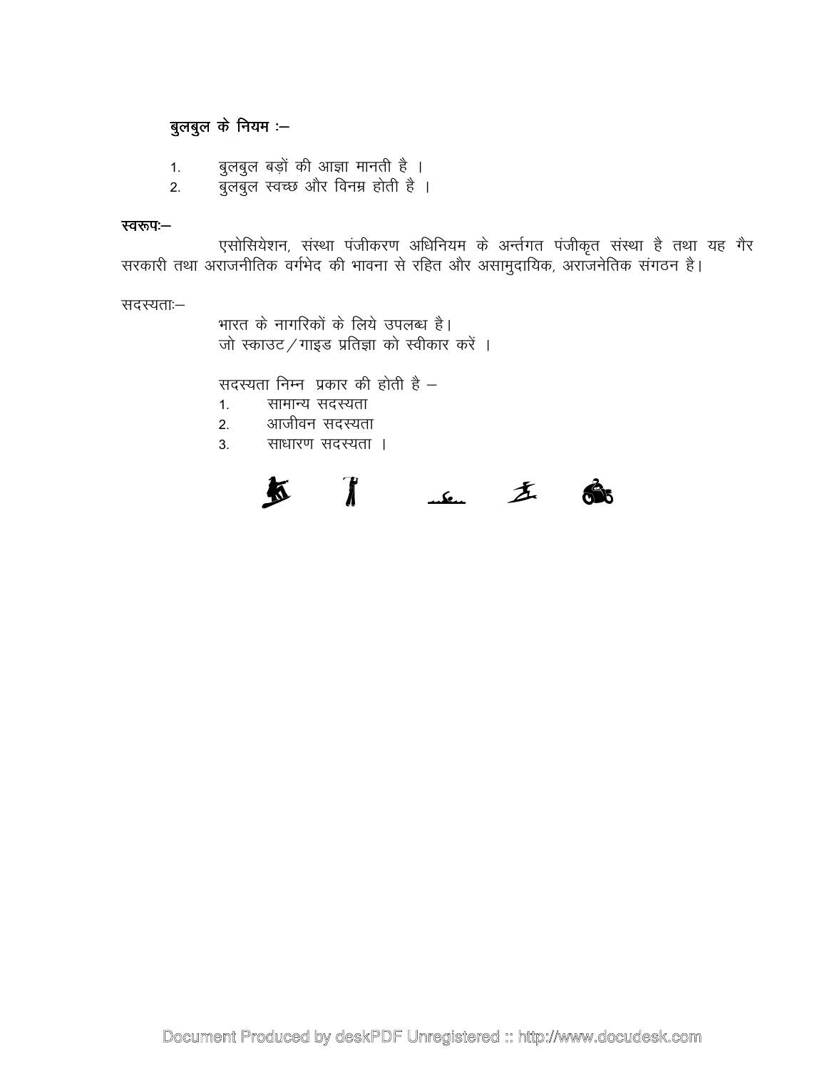**बुलबुल के नियम :–**

1. बुलबुल बड़ों की आज्ञा मानती है ।
2. बुलबुल स्वच्छ और विनम्र होती है ।

**स्वरूपः–**

एसोसियेशन, संस्था पंजीकरण अधिनियम के अर्न्तगत पंजीकृत संस्था है तथा यह गैर सरकारी तथा अराजनीतिक वर्गभेद की भावना से रहित और असामुदायिक, अराजनेतिक संगठन है।

सदस्यताः–

भारत के नागरिकों के लिये उपलब्ध है।
जो स्काउट / गाइड प्रतिज्ञा को स्वीकार करें ।

सदस्यता निम्न प्रकार की होती है –

1. सामान्य सदस्यता
2. आजीवन सदस्यता
3. साधारण सदस्यता ।